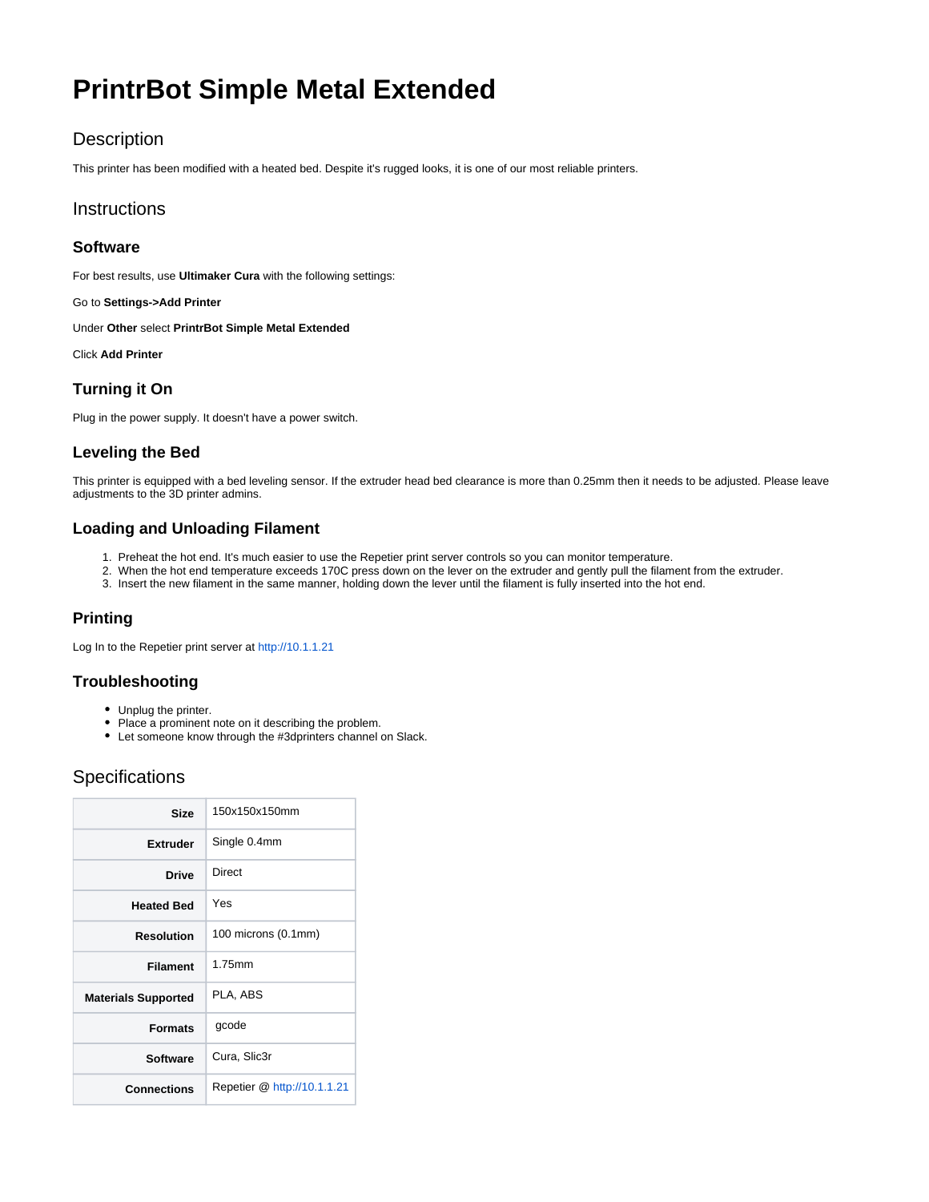# PrintrBot Simple Metal Extended

## Description

This printer has been modified with a heated bed. Despite it's rugged looks, it is one of our most reliable printers.

## Instructions

### Software

For best results, use **Ultimaker Cura** with the following settings:

Go to **Settings->Add Printer**

Under **Other** select **PrintrBot Simple Metal Extended**

Click **Add Printer**

### Turning it On

Plug in the power supply. It doesn't have a power switch.

### Leveling the Bed

This printer is equipped with a bed leveling sensor. If the extruder head bed clearance is more than 0.25mm then it needs to be adjusted. Please leave adjustments to the 3D printer admins.

### Loading and Unloading Filament

1. Preheat the hot end. It's much easier to use the Repetier print server controls so you can monitor temperature.
2. When the hot end temperature exceeds 170C press down on the lever on the extruder and gently pull the filament from the extruder.
3. Insert the new filament in the same manner, holding down the lever until the filament is fully inserted into the hot end.

### Printing

Log In to the Repetier print server at http://10.1.1.21

### Troubleshooting

- Unplug the printer.
- Place a prominent note on it describing the problem.
- Let someone know through the #3dprinters channel on Slack.

## Specifications

| | |
|---|---|
| **Size** | 150x150x150mm |
| **Extruder** | Single 0.4mm |
| **Drive** | Direct |
| **Heated Bed** | Yes |
| **Resolution** | 100 microns (0.1mm) |
| **Filament** | 1.75mm |
| **Materials Supported** | PLA, ABS |
| **Formats** | gcode |
| **Software** | Cura, Slic3r |
| **Connections** | Repetier @ http://10.1.1.21 |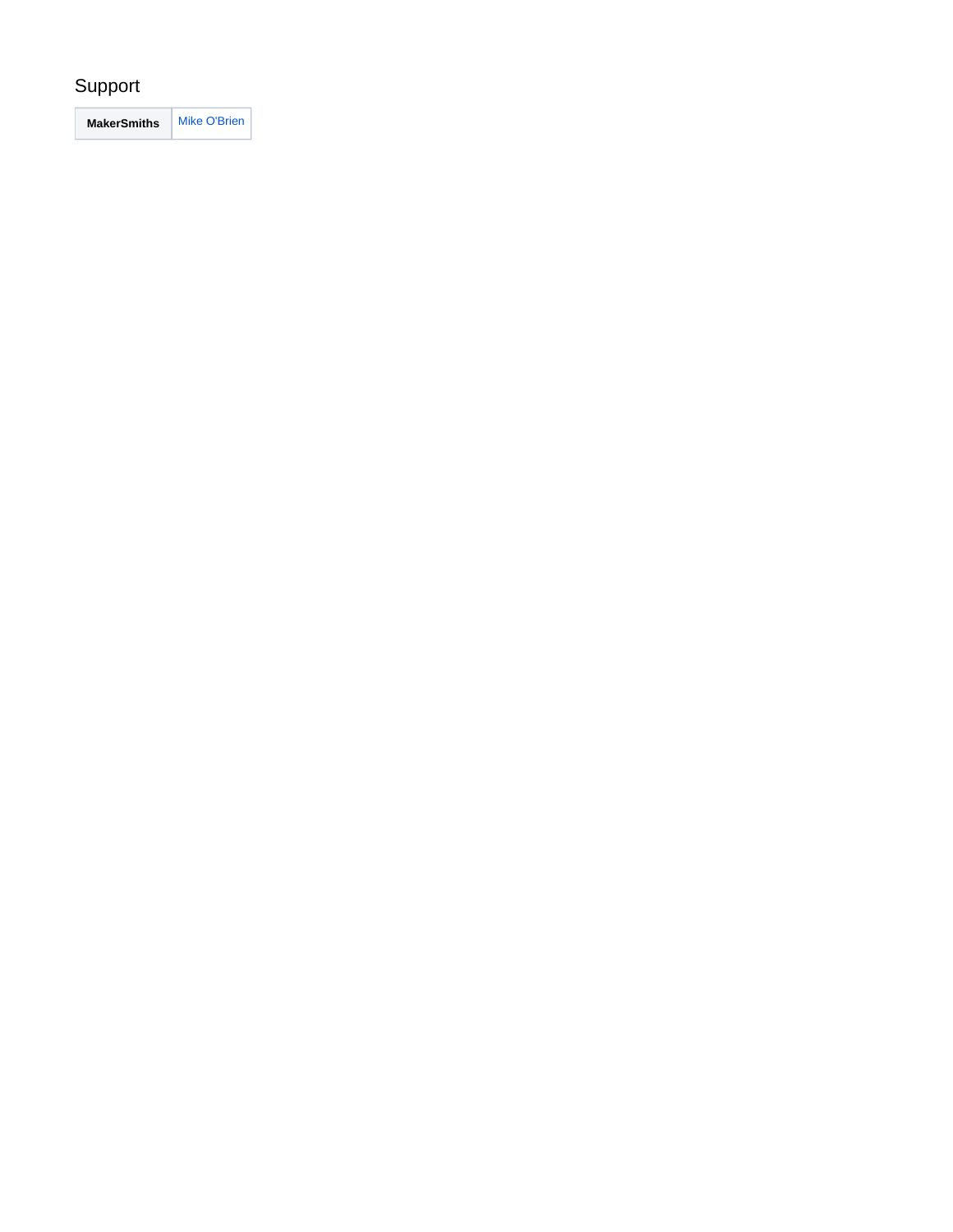## Support

| | |
|---|---|
| **MakerSmiths** | Mike O'Brien |